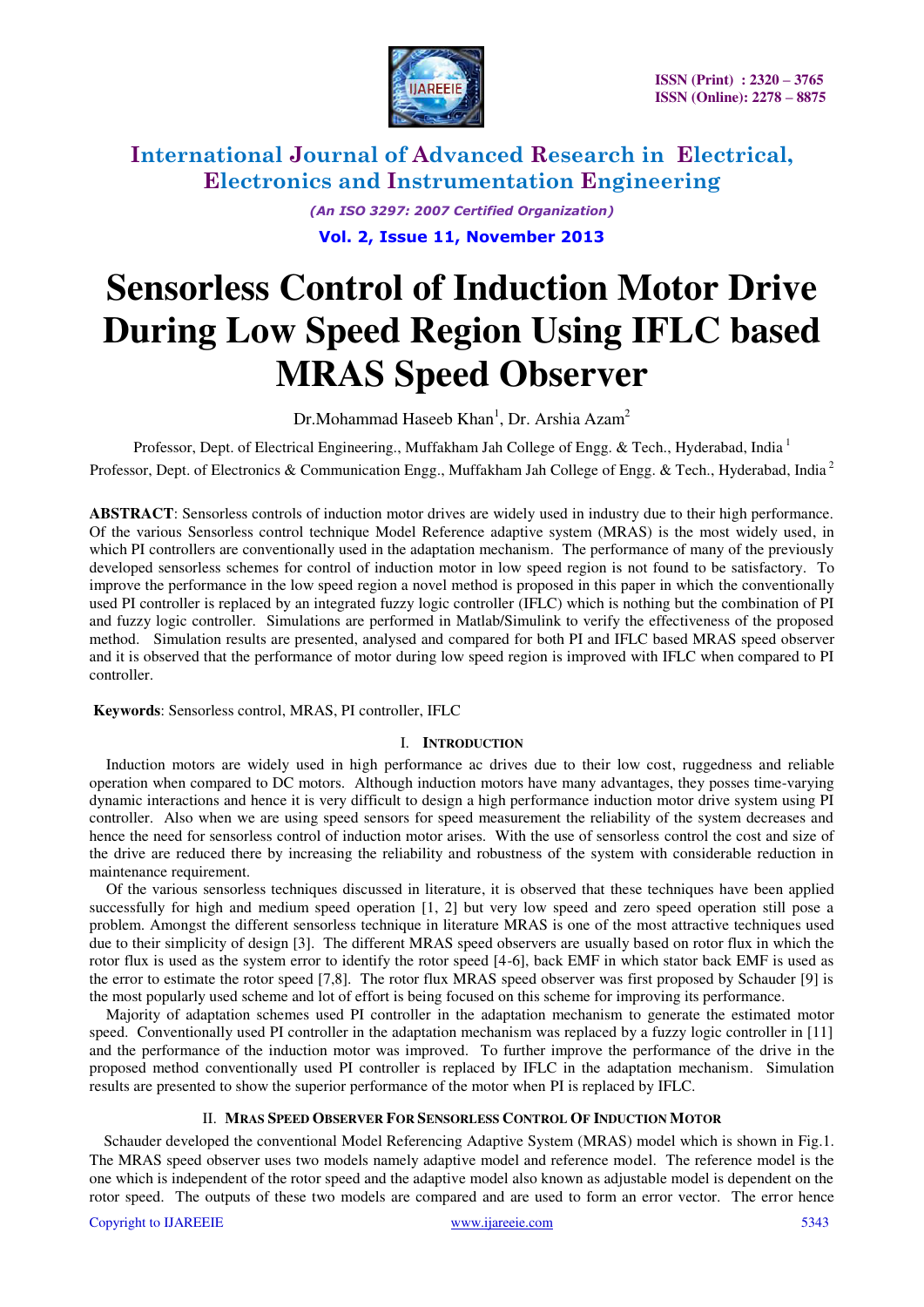# Sensorless Control of Induction Motor Drive During Low Speed Region Using IFLC based MRAS Speed Observer

Dr.Mohammad Haseeb Khan[1], Dr. Arshia Azam[2]

Professor, Dept. of Electrical Engineering., Muffakham Jah College of Engg. & Tech., Hyderabad, India [1]

Professor, Dept. of Electronics & Communication Engg., Muffakham Jah College of Engg. & Tech., Hyderabad, India [2]

**ABSTRACT**: Sensorless controls of induction motor drives are widely used in industry due to their high performance. Of the various Sensorless control technique Model Reference adaptive system (MRAS) is the most widely used, in which PI controllers are conventionally used in the adaptation mechanism. The performance of many of the previously developed sensorless schemes for control of induction motor in low speed region is not found to be satisfactory. To improve the performance in the low speed region a novel method is proposed in this paper in which the conventionally used PI controller is replaced by an integrated fuzzy logic controller (IFLC) which is nothing but the combination of PI and fuzzy logic controller. Simulations are performed in Matlab/Simulink to verify the effectiveness of the proposed method. Simulation results are presented, analysed and compared for both PI and IFLC based MRAS speed observer and it is observed that the performance of motor during low speed region is improved with IFLC when compared to PI controller.

**Keywords**: Sensorless control, MRAS, PI controller, IFLC

## I. Introduction

Induction motors are widely used in high performance ac drives due to their low cost, ruggedness and reliable operation when compared to DC motors. Although induction motors have many advantages, they posses time-varying dynamic interactions and hence it is very difficult to design a high performance induction motor drive system using PI controller. Also when we are using speed sensors for speed measurement the reliability of the system decreases and hence the need for sensorless control of induction motor arises. With the use of sensorless control the cost and size of the drive are reduced there by increasing the reliability and robustness of the system with considerable reduction in maintenance requirement.

Of the various sensorless techniques discussed in literature, it is observed that these techniques have been applied successfully for high and medium speed operation [1, 2] but very low speed and zero speed operation still pose a problem. Amongst the different sensorless technique in literature MRAS is one of the most attractive techniques used due to their simplicity of design [3]. The different MRAS speed observers are usually based on rotor flux in which the rotor flux is used as the system error to identify the rotor speed [4-6], back EMF in which stator back EMF is used as the error to estimate the rotor speed [7,8]. The rotor flux MRAS speed observer was first proposed by Schauder [9] is the most popularly used scheme and lot of effort is being focused on this scheme for improving its performance.

Majority of adaptation schemes used PI controller in the adaptation mechanism to generate the estimated motor speed. Conventionally used PI controller in the adaptation mechanism was replaced by a fuzzy logic controller in [11] and the performance of the induction motor was improved. To further improve the performance of the drive in the proposed method conventionally used PI controller is replaced by IFLC in the adaptation mechanism. Simulation results are presented to show the superior performance of the motor when PI is replaced by IFLC.

## II. MRAS Speed Observer For Sensorless Control Of Induction Motor

Schauder developed the conventional Model Referencing Adaptive System (MRAS) model which is shown in Fig.1. The MRAS speed observer uses two models namely adaptive model and reference model. The reference model is the one which is independent of the rotor speed and the adaptive model also known as adjustable model is dependent on the rotor speed. The outputs of these two models are compared and are used to form an error vector. The error hence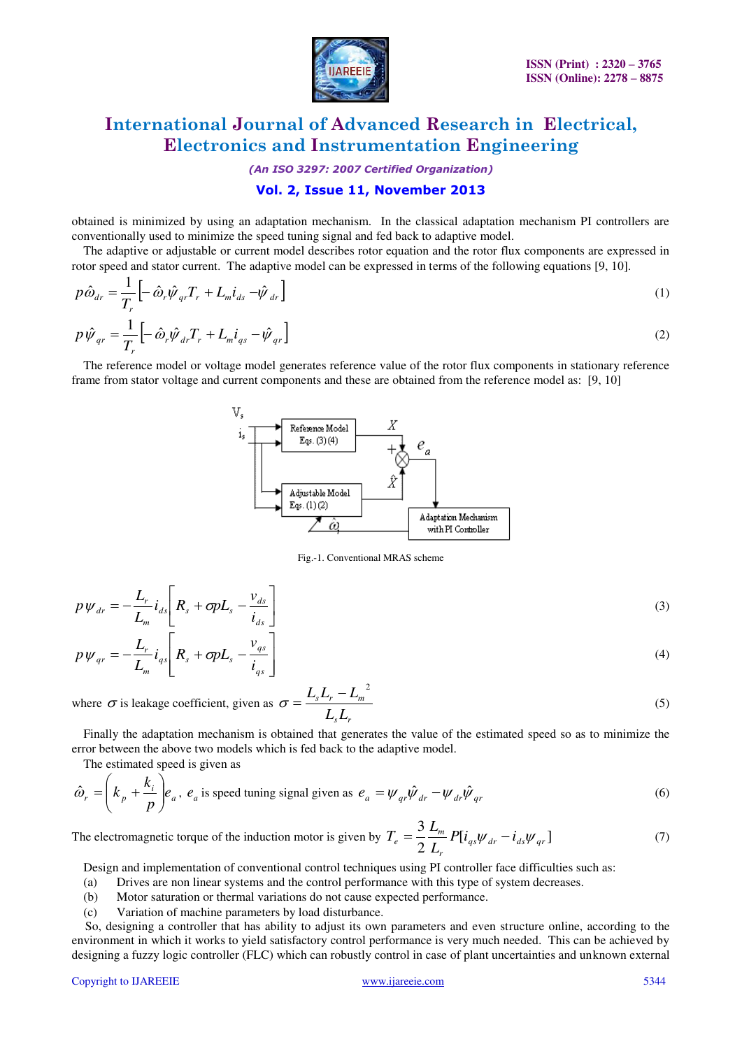obtained is minimized by using an adaptation mechanism. In the classical adaptation mechanism PI controllers are conventionally used to minimize the speed tuning signal and fed back to adaptive model.

The adaptive or adjustable or current model describes rotor equation and the rotor flux components are expressed in rotor speed and stator current. The adaptive model can be expressed in terms of the following equations [9, 10].

$$p\hat{\omega}_{dr} = \frac{1}{T_r}\left[-\hat{\omega}_r\hat{\psi}_{qr}T_r + L_m i_{ds} - \hat{\psi}_{dr}\right] \tag{1}$$

$$p\hat{\psi}_{qr} = \frac{1}{T_r}\left[-\hat{\omega}_r\hat{\psi}_{dr}T_r + L_m i_{qs} - \hat{\psi}_{qr}\right] \tag{2}$$

The reference model or voltage model generates reference value of the rotor flux components in stationary reference frame from stator voltage and current components and these are obtained from the reference model as: [9, 10]

Fig.-1. Conventional MRAS scheme

$$p\psi_{dr} = -\frac{L_r}{L_m}i_{ds}\left[R_s + \sigma p L_s - \frac{v_{ds}}{i_{ds}}\right] \tag{3}$$

$$p\psi_{qr} = -\frac{L_r}{L_m}i_{qs}\left[R_s + \sigma p L_s - \frac{v_{qs}}{i_{qs}}\right] \tag{4}$$

where $\sigma$ is leakage coefficient, given as $\sigma = \dfrac{L_s L_r - L_m{}^2}{L_s L_r}$ (5)

Finally the adaptation mechanism is obtained that generates the value of the estimated speed so as to minimize the error between the above two models which is fed back to the adaptive model.

The estimated speed is given as

$\hat{\omega}_r = \left(k_p + \dfrac{k_i}{p}\right)e_a$, $e_a$ is speed tuning signal given as $e_a = \psi_{qr}\hat{\psi}_{dr} - \psi_{dr}\hat{\psi}_{qr}$ (6)

The electromagnetic torque of the induction motor is given by $T_e = \dfrac{3}{2}\dfrac{L_m}{L_r}P[i_{qs}\psi_{dr} - i_{ds}\psi_{qr}]$ (7)

Design and implementation of conventional control techniques using PI controller face difficulties such as:

(a) Drives are non linear systems and the control performance with this type of system decreases.

(b) Motor saturation or thermal variations do not cause expected performance.

(c) Variation of machine parameters by load disturbance.

So, designing a controller that has ability to adjust its own parameters and even structure online, according to the environment in which it works to yield satisfactory control performance is very much needed. This can be achieved by designing a fuzzy logic controller (FLC) which can robustly control in case of plant uncertainties and unknown external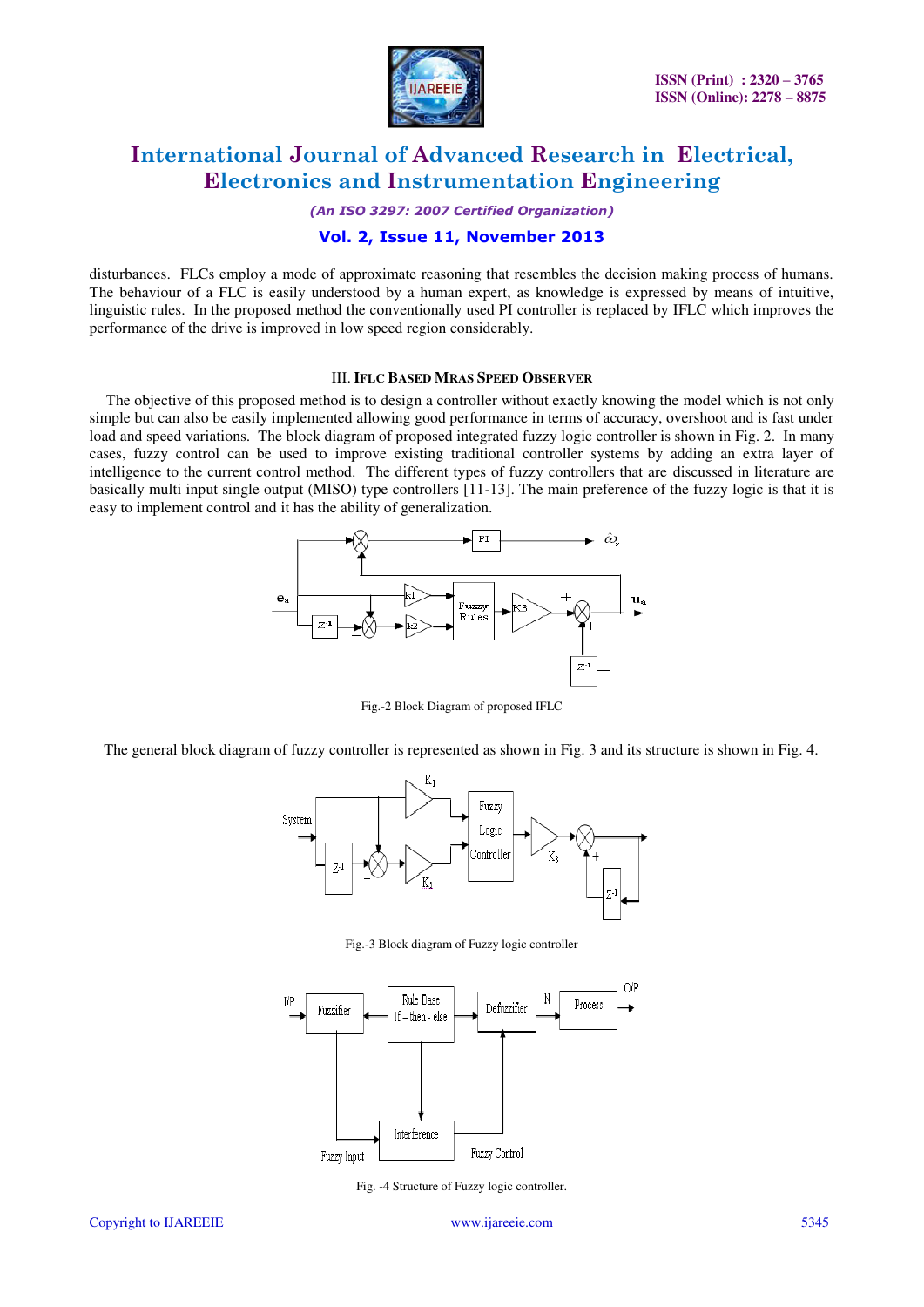disturbances. FLCs employ a mode of approximate reasoning that resembles the decision making process of humans. The behaviour of a FLC is easily understood by a human expert, as knowledge is expressed by means of intuitive, linguistic rules. In the proposed method the conventionally used PI controller is replaced by IFLC which improves the performance of the drive is improved in low speed region considerably.

### III. IFLC BASED MRAS SPEED OBSERVER

The objective of this proposed method is to design a controller without exactly knowing the model which is not only simple but can also be easily implemented allowing good performance in terms of accuracy, overshoot and is fast under load and speed variations. The block diagram of proposed integrated fuzzy logic controller is shown in Fig. 2. In many cases, fuzzy control can be used to improve existing traditional controller systems by adding an extra layer of intelligence to the current control method. The different types of fuzzy controllers that are discussed in literature are basically multi input single output (MISO) type controllers [11-13]. The main preference of the fuzzy logic is that it is easy to implement control and it has the ability of generalization.

Fig.-2 Block Diagram of proposed IFLC

The general block diagram of fuzzy controller is represented as shown in Fig. 3 and its structure is shown in Fig. 4.

Fig.-3 Block diagram of Fuzzy logic controller

Fig. -4 Structure of Fuzzy logic controller.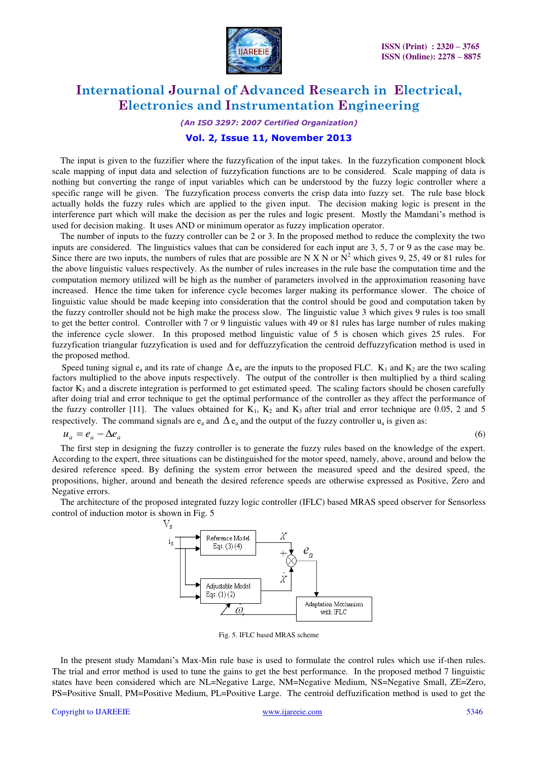The input is given to the fuzzifier where the fuzzyfication of the input takes. In the fuzzyfication component block scale mapping of input data and selection of fuzzyfication functions are to be considered. Scale mapping of data is nothing but converting the range of input variables which can be understood by the fuzzy logic controller where a specific range will be given. The fuzzyfication process converts the crisp data into fuzzy set. The rule base block actually holds the fuzzy rules which are applied to the given input. The decision making logic is present in the interference part which will make the decision as per the rules and logic present. Mostly the Mamdani's method is used for decision making. It uses AND or minimum operator as fuzzy implication operator.

The number of inputs to the fuzzy controller can be 2 or 3. In the proposed method to reduce the complexity the two inputs are considered. The linguistics values that can be considered for each input are 3, 5, 7 or 9 as the case may be. Since there are two inputs, the numbers of rules that are possible are N X N or $N^2$ which gives 9, 25, 49 or 81 rules for the above linguistic values respectively. As the number of rules increases in the rule base the computation time and the computation memory utilized will be high as the number of parameters involved in the approximation reasoning have increased. Hence the time taken for inference cycle becomes larger making its performance slower. The choice of linguistic value should be made keeping into consideration that the control should be good and computation taken by the fuzzy controller should not be high make the process slow. The linguistic value 3 which gives 9 rules is too small to get the better control. Controller with 7 or 9 linguistic values with 49 or 81 rules has large number of rules making the inference cycle slower. In this proposed method linguistic value of 5 is chosen which gives 25 rules. For fuzzyfication triangular fuzzyfication is used and for deffuzzyfication the centroid deffuzzyfication method is used in the proposed method.

Speed tuning signal $e_a$ and its rate of change $\Delta e_a$ are the inputs to the proposed FLC. $K_1$ and $K_2$ are the two scaling factors multiplied to the above inputs respectively. The output of the controller is then multiplied by a third scaling factor $K_3$ and a discrete integration is performed to get estimated speed. The scaling factors should be chosen carefully after doing trial and error technique to get the optimal performance of the controller as they affect the performance of the fuzzy controller [11]. The values obtained for $K_1$, $K_2$ and $K_3$ after trial and error technique are 0.05, 2 and 5 respectively. The command signals are $e_a$ and $\Delta e_a$ and the output of the fuzzy controller $u_a$ is given as:

$$u_a = e_a - \Delta e_a \tag{6}$$

The first step in designing the fuzzy controller is to generate the fuzzy rules based on the knowledge of the expert. According to the expert, three situations can be distinguished for the motor speed, namely, above, around and below the desired reference speed. By defining the system error between the measured speed and the desired speed, the propositions, higher, around and beneath the desired reference speeds are otherwise expressed as Positive, Zero and Negative errors.

The architecture of the proposed integrated fuzzy logic controller (IFLC) based MRAS speed observer for Sensorless control of induction motor is shown in Fig. 5

Fig. 5. IFLC based MRAS scheme

In the present study Mamdani's Max-Min rule base is used to formulate the control rules which use if-then rules. The trial and error method is used to tune the gains to get the best performance. In the proposed method 7 linguistic states have been considered which are NL=Negative Large, NM=Negative Medium, NS=Negative Small, ZE=Zero, PS=Positive Small, PM=Positive Medium, PL=Positive Large. The centroid deffuzification method is used to get the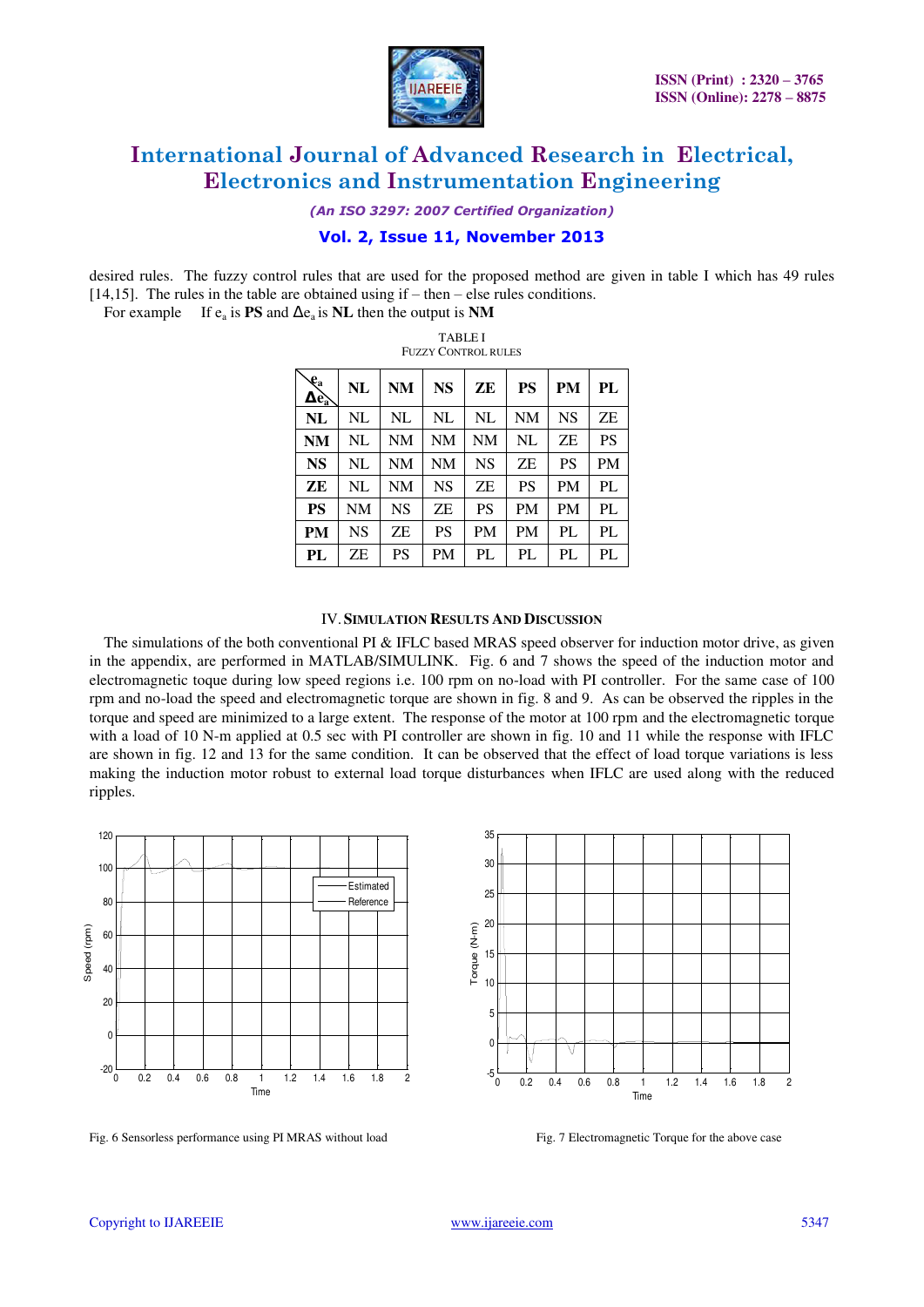desired rules. The fuzzy control rules that are used for the proposed method are given in table I which has 49 rules [14,15]. The rules in the table are obtained using if – then – else rules conditions.

For example  If $e_a$ is **PS** and $\Delta e_a$ is **NL** then the output is **NM**

TABLE I
FUZZY CONTROL RULES

| $\Delta e_a$ \ $e_a$ | **NL** | **NM** | **NS** | **ZE** | **PS** | **PM** | **PL** |
|---|---|---|---|---|---|---|---|
| **NL** | NL | NL | NL | NL | NM | NS | ZE |
| **NM** | NL | NM | NM | NM | NL | ZE | PS |
| **NS** | NL | NM | NM | NS | ZE | PS | PM |
| **ZE** | NL | NM | NS | ZE | PS | PM | PL |
| **PS** | NM | NS | ZE | PS | PM | PM | PL |
| **PM** | NS | ZE | PS | PM | PM | PL | PL |
| **PL** | ZE | PS | PM | PL | PL | PL | PL |

## IV. SIMULATION RESULTS AND DISCUSSION

The simulations of the both conventional PI & IFLC based MRAS speed observer for induction motor drive, as given in the appendix, are performed in MATLAB/SIMULINK. Fig. 6 and 7 shows the speed of the induction motor and electromagnetic toque during low speed regions i.e. 100 rpm on no-load with PI controller. For the same case of 100 rpm and no-load the speed and electromagnetic torque are shown in fig. 8 and 9. As can be observed the ripples in the torque and speed are minimized to a large extent. The response of the motor at 100 rpm and the electromagnetic torque with a load of 10 N-m applied at 0.5 sec with PI controller are shown in fig. 10 and 11 while the response with IFLC are shown in fig. 12 and 13 for the same condition. It can be observed that the effect of load torque variations is less making the induction motor robust to external load torque disturbances when IFLC are used along with the reduced ripples.

Fig. 6 Sensorless performance using PI MRAS without load

Fig. 7 Electromagnetic Torque for the above case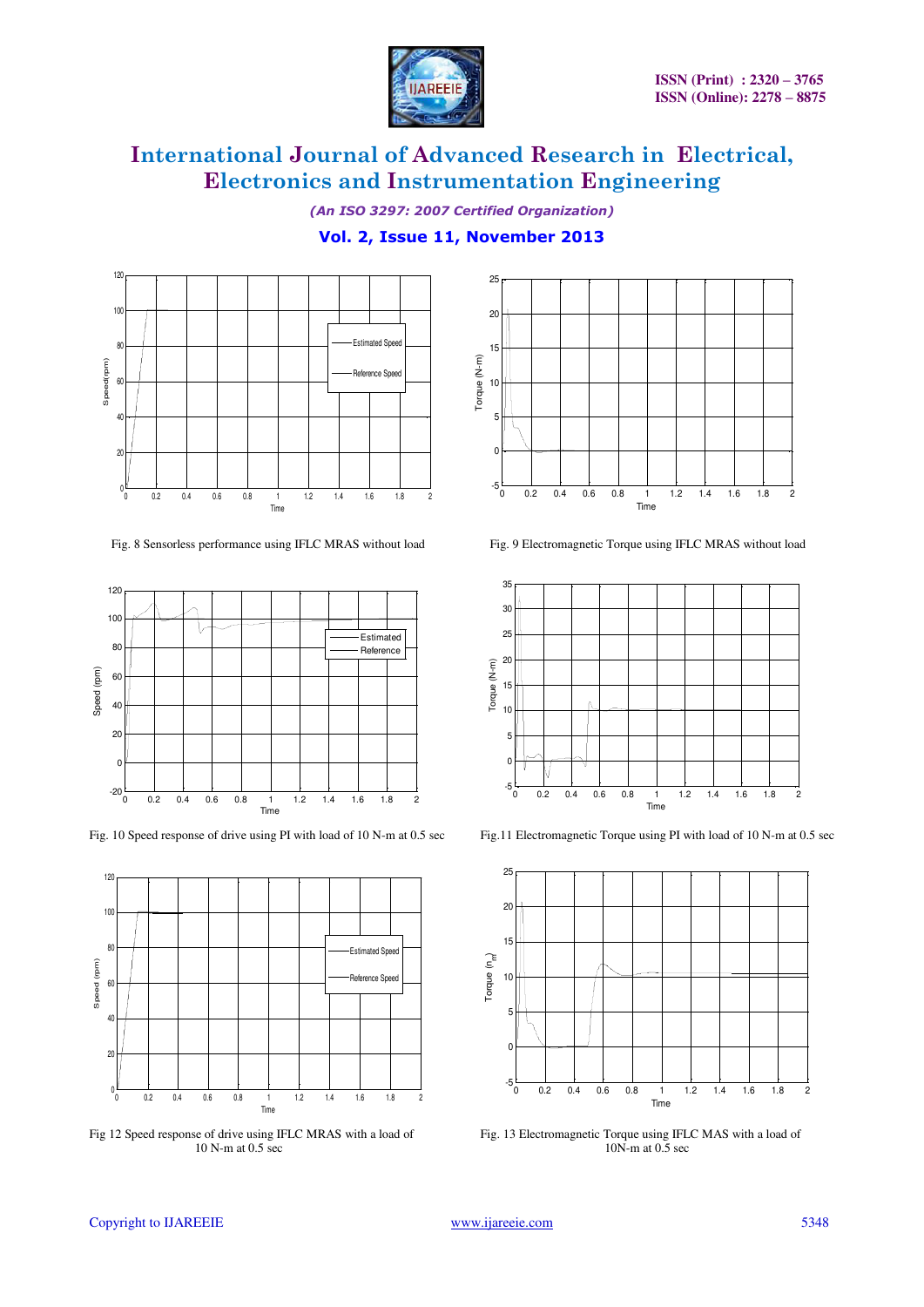Fig. 8 Sensorless performance using IFLC MRAS without load

Fig. 9 Electromagnetic Torque using IFLC MRAS without load

Fig. 10 Speed response of drive using PI with load of 10 N-m at 0.5 sec

Fig.11 Electromagnetic Torque using PI with load of 10 N-m at 0.5 sec

Fig 12 Speed response of drive using IFLC MRAS with a load of 10 N-m at 0.5 sec

Fig. 13 Electromagnetic Torque using IFLC MAS with a load of 10N-m at 0.5 sec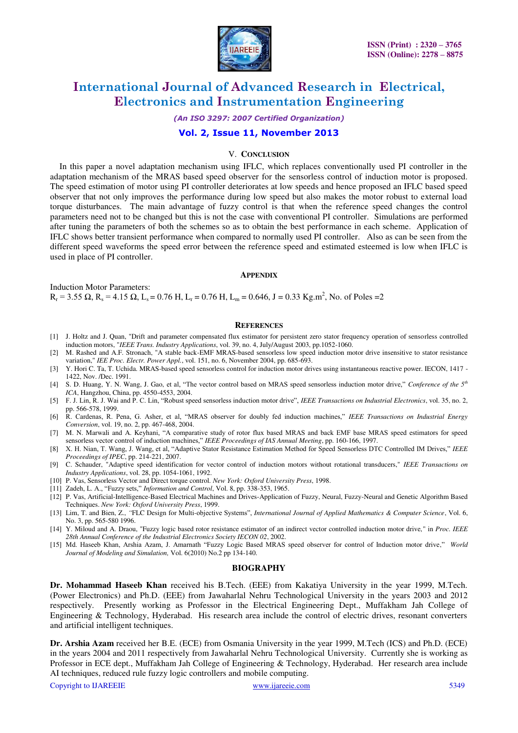## V. CONCLUSION

In this paper a novel adaptation mechanism using IFLC, which replaces conventionally used PI controller in the adaptation mechanism of the MRAS based speed observer for the sensorless control of induction motor is proposed. The speed estimation of motor using PI controller deteriorates at low speeds and hence proposed an IFLC based speed observer that not only improves the performance during low speed but also makes the motor robust to external load torque disturbances. The main advantage of fuzzy control is that when the reference speed changes the control parameters need not to be changed but this is not the case with conventional PI controller. Simulations are performed after tuning the parameters of both the schemes so as to obtain the best performance in each scheme. Application of IFLC shows better transient performance when compared to normally used PI controller. Also as can be seen from the different speed waveforms the speed error between the reference speed and estimated esteemed is low when IFLC is used in place of PI controller.

## APPENDIX

Induction Motor Parameters:
$R_r = 3.55\ \Omega$, $R_s = 4.15\ \Omega$, $L_s = 0.76$ H, $L_r = 0.76$ H, $L_m = 0.646$, $J = 0.33$ Kg.m$^2$, No. of Poles =2

## REFERENCES

[1] J. Holtz and J. Quan, "Drift and parameter compensated flux estimator for persistent zero stator frequency operation of sensorless controlled induction motors, "*IEEE Trans. Industry Applications*, vol. 39, no. 4, July/August 2003, pp.1052-1060.

[2] M. Rashed and A.F. Stronach, "A stable back-EMF MRAS-based sensorless low speed induction motor drive insensitive to stator resistance variation," *IEE Proc. Electr. Power Appl.*, vol. 151, no. 6, November 2004, pp. 685-693.

[3] Y. Hori C. Ta, T. Uchida. MRAS-based speed sensorless control for induction motor drives using instantaneous reactive power. IECON, 1417 - 1422, Nov. /Dec. 1991.

[4] S. D. Huang, Y. N. Wang, J. Gao, et al, "The vector control based on MRAS speed sensorless induction motor drive," *Conference of the 5th ICA*, Hangzhou, China, pp. 4550-4553, 2004.

[5] F. J. Lin, R. J. Wai and P. C. Lin, "Robust speed sensorless induction motor drive", *IEEE Transactions on Industrial Electronics*, vol. 35, no. 2, pp. 566-578, 1999.

[6] R. Cardenas, R. Pena, G. Asher, et al, "MRAS observer for doubly fed induction machines," *IEEE Transactions on Industrial Energy Conversion*, vol. 19, no. 2, pp. 467-468, 2004.

[7] M. N. Marwali and A. Keyhani, "A comparative study of rotor flux based MRAS and back EMF base MRAS speed estimators for speed sensorless vector control of induction machines," *IEEE Proceedings of IAS Annual Meeting*, pp. 160-166, 1997.

[8] X. H. Nian, T. Wang, J. Wang, et al, "Adaptive Stator Resistance Estimation Method for Speed Sensorless DTC Controlled IM Drives," *IEEE Proceedings of IPEC*, pp. 214-221, 2007.

[9] C. Schauder, "Adaptive speed identification for vector control of induction motors without rotational transducers," *IEEE Transactions on Industry Applications*, vol. 28, pp. 1054-1061, 1992.

[10] P. Vas, Sensorless Vector and Direct torque control. *New York: Oxford University Press*, 1998.

[11] Zadeh, L. A., "Fuzzy sets," *Information and Control*, Vol. 8, pp. 338-353, 1965.

[12] P. Vas, Artificial-Intelligence-Based Electrical Machines and Drives-Application of Fuzzy, Neural, Fuzzy-Neural and Genetic Algorithm Based Techniques. *New York: Oxford University Press*, 1999.

[13] Lim, T. and Bien, Z., "FLC Design for Multi-objective Systems", *International Journal of Applied Mathematics & Computer Science*, Vol. 6, No. 3, pp. 565-580 1996.

[14] Y. Miloud and A. Draou, "Fuzzy logic based rotor resistance estimator of an indirect vector controlled induction motor drive," in *Proc. IEEE 28th Annual Conference of the Industrial Electronics Society IECON 02*, 2002.

[15] Md. Haseeb Khan, Arshia Azam, J. Amarnath "Fuzzy Logic Based MRAS speed observer for control of Induction motor drive," *World Journal of Modeling and Simulation,* Vol. 6(2010) No.2 pp 134-140.

## BIOGRAPHY

**Dr. Mohammad Haseeb Khan** received his B.Tech. (EEE) from Kakatiya University in the year 1999, M.Tech. (Power Electronics) and Ph.D. (EEE) from Jawaharlal Nehru Technological University in the years 2003 and 2012 respectively. Presently working as Professor in the Electrical Engineering Dept., Muffakham Jah College of Engineering & Technology, Hyderabad. His research area include the control of electric drives, resonant converters and artificial intelligent techniques.

**Dr. Arshia Azam** received her B.E. (ECE) from Osmania University in the year 1999, M.Tech (ICS) and Ph.D. (ECE) in the years 2004 and 2011 respectively from Jawaharlal Nehru Technological University. Currently she is working as Professor in ECE dept., Muffakham Jah College of Engineering & Technology, Hyderabad. Her research area include AI techniques, reduced rule fuzzy logic controllers and mobile computing.